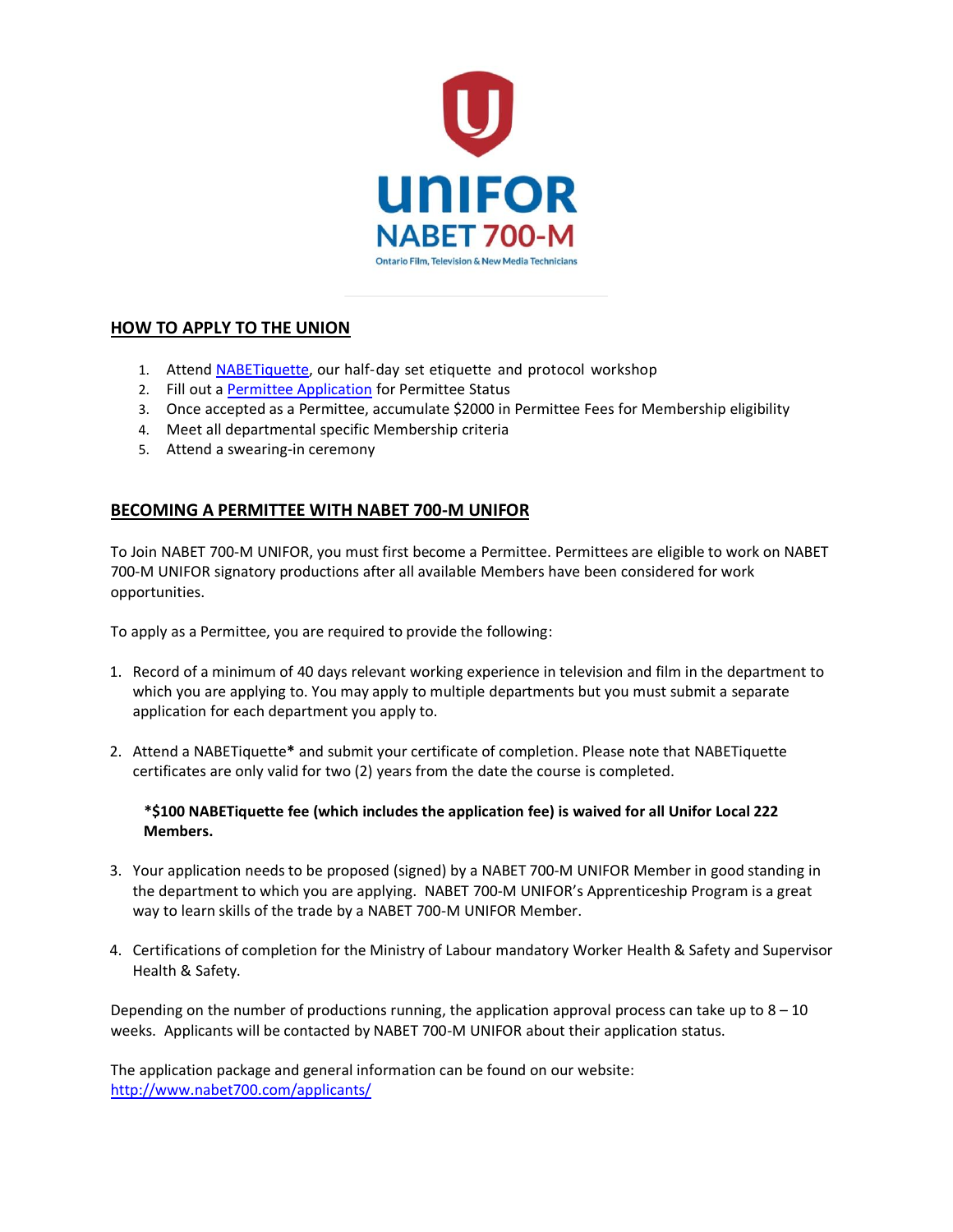## HOW TO APPLY TO THE UNION

1. Attend NABETiquette, our half-day set etiquette and protocol workshop
2. Fill out a Permittee Application for Permittee Status
3. Once accepted as a Permittee, accumulate $2000 in Permittee Fees for Membership eligibility
4. Meet all departmental specific Membership criteria
5. Attend a swearing-in ceremony

## BECOMING A PERMITTEE WITH NABET 700-M UNIFOR

To Join NABET 700-M UNIFOR, you must first become a Permittee. Permittees are eligible to work on NABET 700-M UNIFOR signatory productions after all available Members have been considered for work opportunities.

To apply as a Permittee, you are required to provide the following:

1. Record of a minimum of 40 days relevant working experience in television and film in the department to which you are applying to. You may apply to multiple departments but you must submit a separate application for each department you apply to.

2. Attend a NABETiquette* and submit your certificate of completion. Please note that NABETiquette certificates are only valid for two (2) years from the date the course is completed.

   **\*$100 NABETiquette fee (which includes the application fee) is waived for all Unifor Local 222 Members.**

3. Your application needs to be proposed (signed) by a NABET 700-M UNIFOR Member in good standing in the department to which you are applying. NABET 700-M UNIFOR's Apprenticeship Program is a great way to learn skills of the trade by a NABET 700-M UNIFOR Member.

4. Certifications of completion for the Ministry of Labour mandatory Worker Health & Safety and Supervisor Health & Safety.

Depending on the number of productions running, the application approval process can take up to 8 – 10 weeks. Applicants will be contacted by NABET 700-M UNIFOR about their application status.

The application package and general information can be found on our website: http://www.nabet700.com/applicants/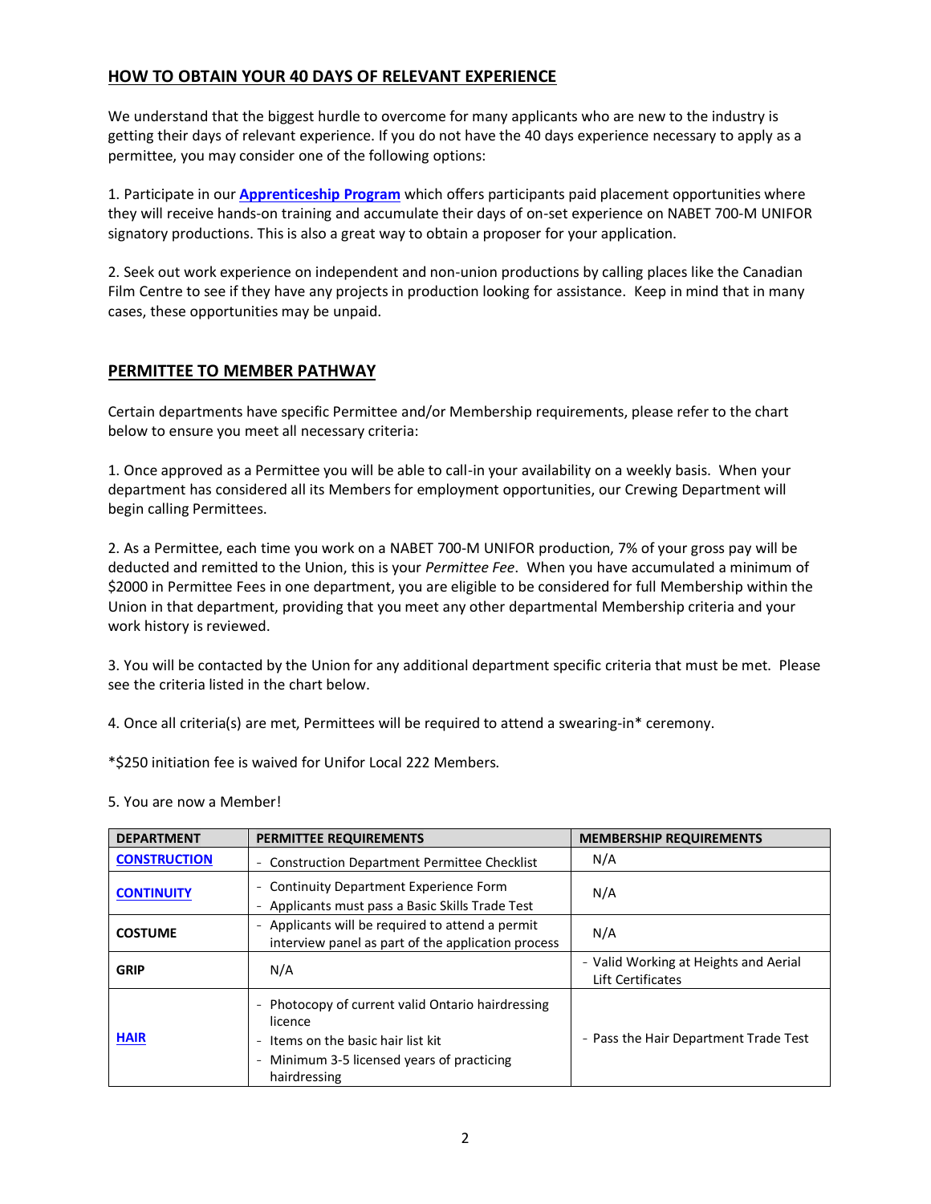## HOW TO OBTAIN YOUR 40 DAYS OF RELEVANT EXPERIENCE

We understand that the biggest hurdle to overcome for many applicants who are new to the industry is getting their days of relevant experience. If you do not have the 40 days experience necessary to apply as a permittee, you may consider one of the following options:

1. Participate in our **Apprenticeship Program** which offers participants paid placement opportunities where they will receive hands-on training and accumulate their days of on-set experience on NABET 700-M UNIFOR signatory productions. This is also a great way to obtain a proposer for your application.

2. Seek out work experience on independent and non-union productions by calling places like the Canadian Film Centre to see if they have any projects in production looking for assistance. Keep in mind that in many cases, these opportunities may be unpaid.

## PERMITTEE TO MEMBER PATHWAY

Certain departments have specific Permittee and/or Membership requirements, please refer to the chart below to ensure you meet all necessary criteria:

1. Once approved as a Permittee you will be able to call-in your availability on a weekly basis. When your department has considered all its Members for employment opportunities, our Crewing Department will begin calling Permittees.

2. As a Permittee, each time you work on a NABET 700-M UNIFOR production, 7% of your gross pay will be deducted and remitted to the Union, this is your *Permittee Fee*. When you have accumulated a minimum of $2000 in Permittee Fees in one department, you are eligible to be considered for full Membership within the Union in that department, providing that you meet any other departmental Membership criteria and your work history is reviewed.

3. You will be contacted by the Union for any additional department specific criteria that must be met. Please see the criteria listed in the chart below.

4. Once all criteria(s) are met, Permittees will be required to attend a swearing-in* ceremony.

*$250 initiation fee is waived for Unifor Local 222 Members.

5. You are now a Member!

| DEPARTMENT | PERMITTEE REQUIREMENTS | MEMBERSHIP REQUIREMENTS |
|---|---|---|
| CONSTRUCTION | - Construction Department Permittee Checklist | N/A |
| CONTINUITY | - Continuity Department Experience Form<br>- Applicants must pass a Basic Skills Trade Test | N/A |
| COSTUME | - Applicants will be required to attend a permit interview panel as part of the application process | N/A |
| GRIP | N/A | - Valid Working at Heights and Aerial Lift Certificates |
| HAIR | - Photocopy of current valid Ontario hairdressing licence<br>- Items on the basic hair list kit<br>- Minimum 3-5 licensed years of practicing hairdressing | - Pass the Hair Department Trade Test |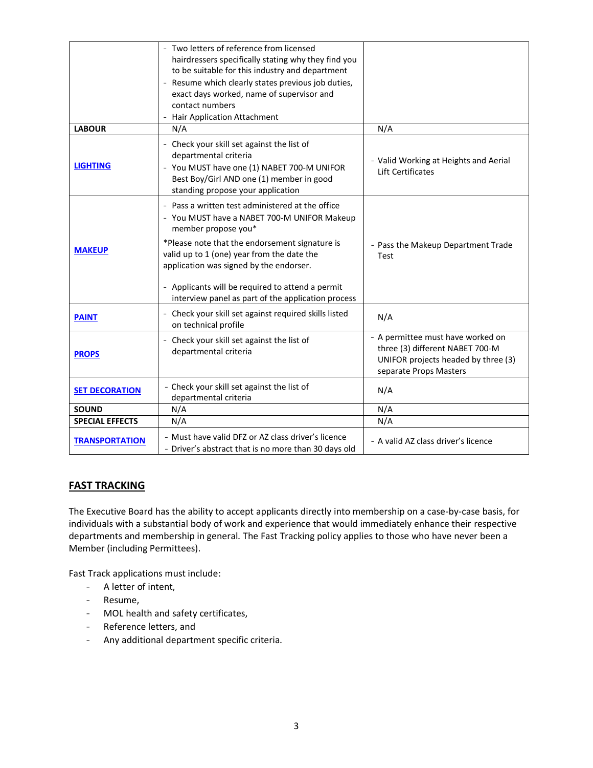| | | |
|---|---|---|
| | - Two letters of reference from licensed hairdressers specifically stating why they find you to be suitable for this industry and department<br>- Resume which clearly states previous job duties, exact days worked, name of supervisor and contact numbers<br>- Hair Application Attachment | |
| **LABOUR** | N/A | N/A |
| **LIGHTING** | - Check your skill set against the list of departmental criteria<br>- You MUST have one (1) NABET 700-M UNIFOR Best Boy/Girl AND one (1) member in good standing propose your application | - Valid Working at Heights and Aerial Lift Certificates |
| **MAKEUP** | - Pass a written test administered at the office<br>- You MUST have a NABET 700-M UNIFOR Makeup member propose you*<br>*Please note that the endorsement signature is valid up to 1 (one) year from the date the application was signed by the endorser.<br>- Applicants will be required to attend a permit interview panel as part of the application process | - Pass the Makeup Department Trade Test |
| **PAINT** | - Check your skill set against required skills listed on technical profile | N/A |
| **PROPS** | - Check your skill set against the list of departmental criteria | - A permittee must have worked on three (3) different NABET 700-M UNIFOR projects headed by three (3) separate Props Masters |
| **SET DECORATION** | - Check your skill set against the list of departmental criteria | N/A |
| **SOUND** | N/A | N/A |
| **SPECIAL EFFECTS** | N/A | N/A |
| **TRANSPORTATION** | - Must have valid DFZ or AZ class driver's licence<br>- Driver's abstract that is no more than 30 days old | - A valid AZ class driver's licence |

## FAST TRACKING

The Executive Board has the ability to accept applicants directly into membership on a case-by-case basis, for individuals with a substantial body of work and experience that would immediately enhance their respective departments and membership in general. The Fast Tracking policy applies to those who have never been a Member (including Permittees).

Fast Track applications must include:

- A letter of intent,
- Resume,
- MOL health and safety certificates,
- Reference letters, and
- Any additional department specific criteria.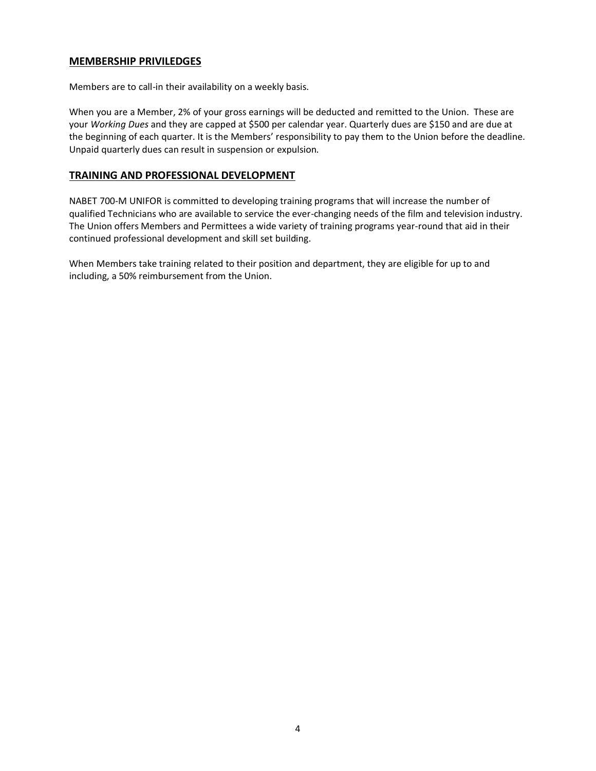## MEMBERSHIP PRIVILEDGES

Members are to call-in their availability on a weekly basis.

When you are a Member, 2% of your gross earnings will be deducted and remitted to the Union. These are your *Working Dues* and they are capped at $500 per calendar year. Quarterly dues are $150 and are due at the beginning of each quarter. It is the Members' responsibility to pay them to the Union before the deadline. Unpaid quarterly dues can result in suspension or expulsion.

## TRAINING AND PROFESSIONAL DEVELOPMENT

NABET 700-M UNIFOR is committed to developing training programs that will increase the number of qualified Technicians who are available to service the ever-changing needs of the film and television industry. The Union offers Members and Permittees a wide variety of training programs year-round that aid in their continued professional development and skill set building.

When Members take training related to their position and department, they are eligible for up to and including, a 50% reimbursement from the Union.